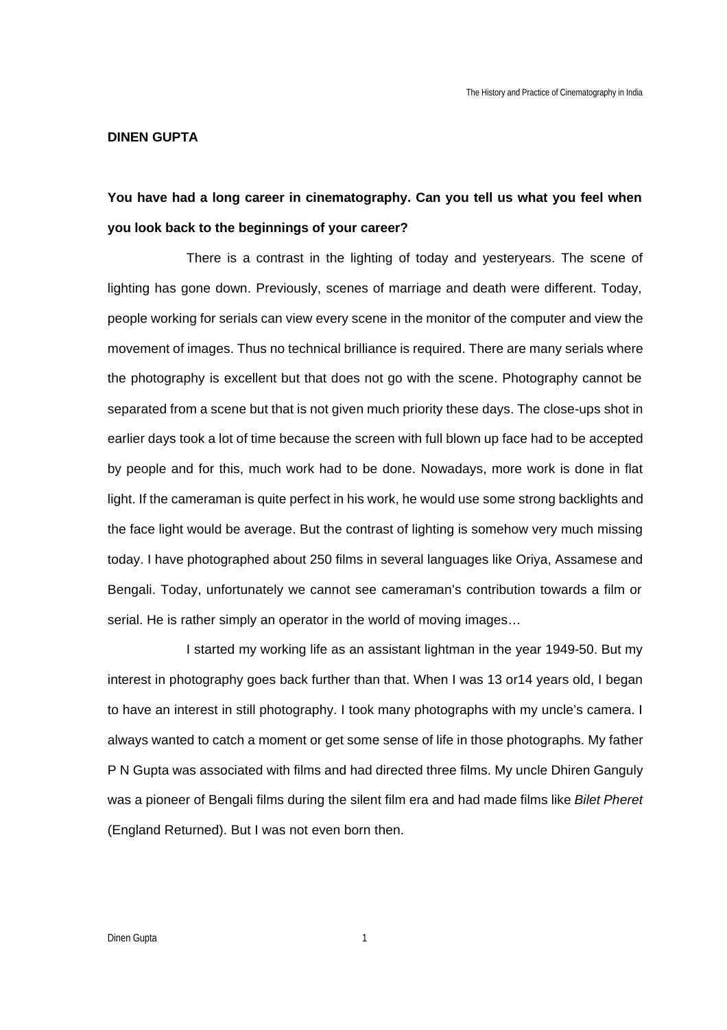# DINEN GUPTA

**You have had a long career in cinematography. Can you tell us what you feel when you look back to the beginnings of your career?**

There is a contrast in the lighting of today and yesteryears. The scene of lighting has gone down. Previously, scenes of marriage and death were different. Today, people working for serials can view every scene in the monitor of the computer and view the movement of images. Thus no technical brilliance is required. There are many serials where the photography is excellent but that does not go with the scene. Photography cannot be separated from a scene but that is not given much priority these days. The close-ups shot in earlier days took a lot of time because the screen with full blown up face had to be accepted by people and for this, much work had to be done. Nowadays, more work is done in flat light. If the cameraman is quite perfect in his work, he would use some strong backlights and the face light would be average. But the contrast of lighting is somehow very much missing today. I have photographed about 250 films in several languages like Oriya, Assamese and Bengali. Today, unfortunately we cannot see cameraman's contribution towards a film or serial. He is rather simply an operator in the world of moving images…

I started my working life as an assistant lightman in the year 1949-50. But my interest in photography goes back further than that. When I was 13 or14 years old, I began to have an interest in still photography. I took many photographs with my uncle's camera. I always wanted to catch a moment or get some sense of life in those photographs. My father P N Gupta was associated with films and had directed three films. My uncle Dhiren Ganguly was a pioneer of Bengali films during the silent film era and had made films like *Bilet Pheret* (England Returned). But I was not even born then.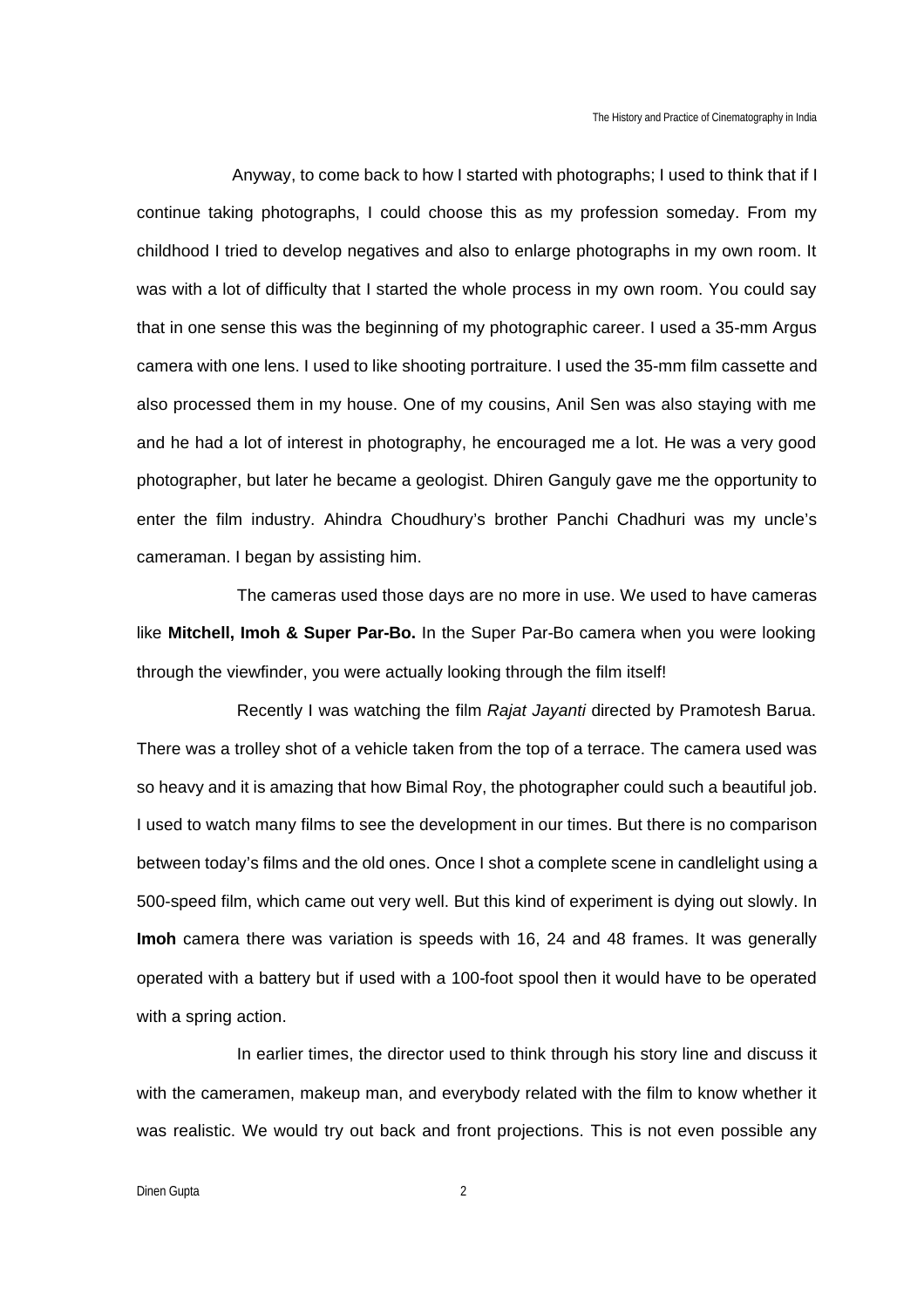Anyway, to come back to how I started with photographs; I used to think that if I continue taking photographs, I could choose this as my profession someday. From my childhood I tried to develop negatives and also to enlarge photographs in my own room. It was with a lot of difficulty that I started the whole process in my own room. You could say that in one sense this was the beginning of my photographic career. I used a 35-mm Argus camera with one lens. I used to like shooting portraiture. I used the 35-mm film cassette and also processed them in my house. One of my cousins, Anil Sen was also staying with me and he had a lot of interest in photography, he encouraged me a lot. He was a very good photographer, but later he became a geologist. Dhiren Ganguly gave me the opportunity to enter the film industry. Ahindra Choudhury's brother Panchi Chadhuri was my uncle's cameraman. I began by assisting him.

The cameras used those days are no more in use. We used to have cameras like **Mitchell, Imoh & Super Par-Bo.** In the Super Par-Bo camera when you were looking through the viewfinder, you were actually looking through the film itself!

Recently I was watching the film *Rajat Jayanti* directed by Pramotesh Barua. There was a trolley shot of a vehicle taken from the top of a terrace. The camera used was so heavy and it is amazing that how Bimal Roy, the photographer could such a beautiful job. I used to watch many films to see the development in our times. But there is no comparison between today's films and the old ones. Once I shot a complete scene in candlelight using a 500-speed film, which came out very well. But this kind of experiment is dying out slowly. In **Imoh** camera there was variation is speeds with 16, 24 and 48 frames. It was generally operated with a battery but if used with a 100-foot spool then it would have to be operated with a spring action.

In earlier times, the director used to think through his story line and discuss it with the cameramen, makeup man, and everybody related with the film to know whether it was realistic. We would try out back and front projections. This is not even possible any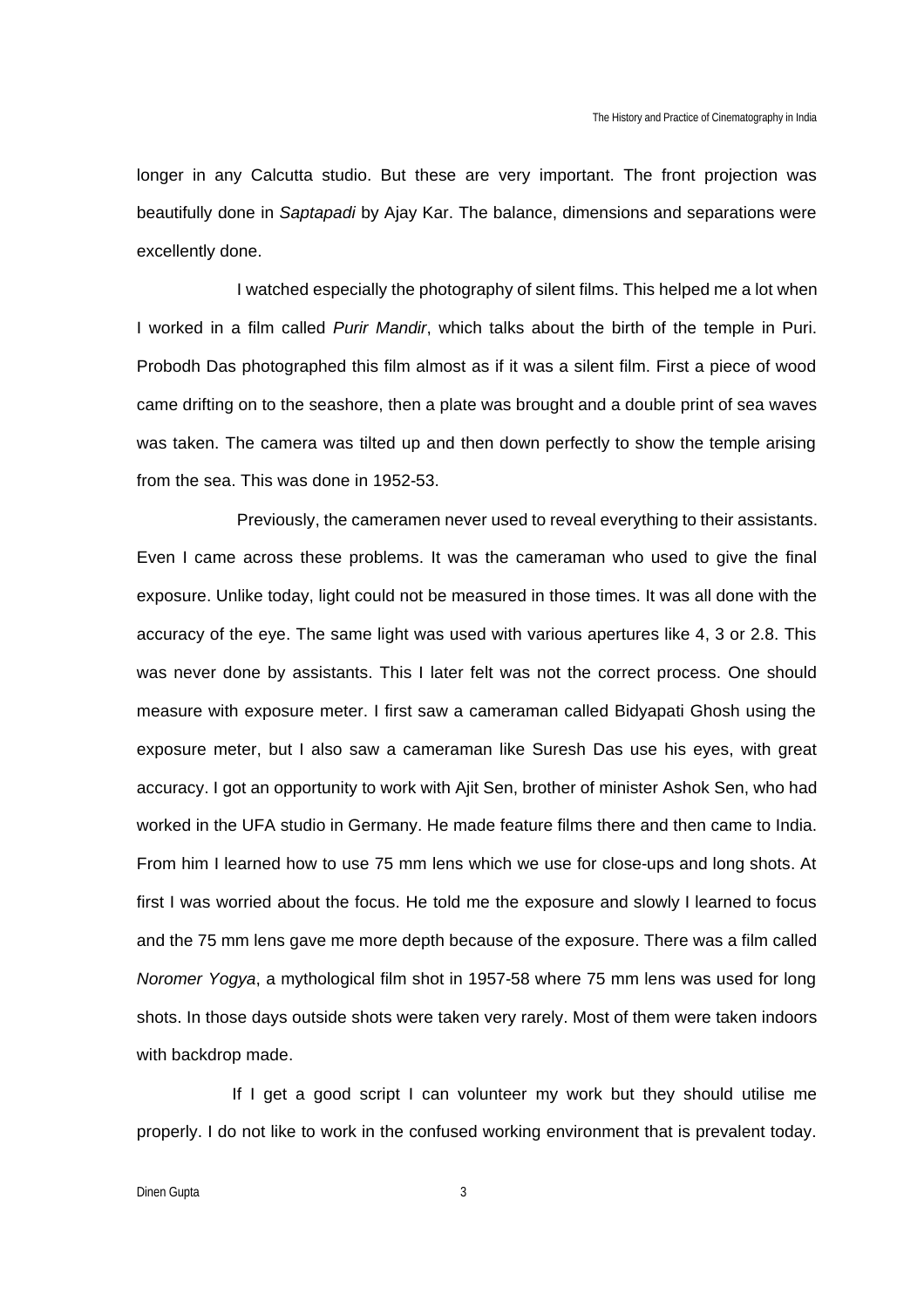longer in any Calcutta studio. But these are very important. The front projection was beautifully done in *Saptapadi* by Ajay Kar. The balance, dimensions and separations were excellently done.

I watched especially the photography of silent films. This helped me a lot when I worked in a film called *Purir Mandir*, which talks about the birth of the temple in Puri. Probodh Das photographed this film almost as if it was a silent film. First a piece of wood came drifting on to the seashore, then a plate was brought and a double print of sea waves was taken. The camera was tilted up and then down perfectly to show the temple arising from the sea. This was done in 1952-53.

Previously, the cameramen never used to reveal everything to their assistants. Even I came across these problems. It was the cameraman who used to give the final exposure. Unlike today, light could not be measured in those times. It was all done with the accuracy of the eye. The same light was used with various apertures like 4, 3 or 2.8. This was never done by assistants. This I later felt was not the correct process. One should measure with exposure meter. I first saw a cameraman called Bidyapati Ghosh using the exposure meter, but I also saw a cameraman like Suresh Das use his eyes, with great accuracy. I got an opportunity to work with Ajit Sen, brother of minister Ashok Sen, who had worked in the UFA studio in Germany. He made feature films there and then came to India. From him I learned how to use 75 mm lens which we use for close-ups and long shots. At first I was worried about the focus. He told me the exposure and slowly I learned to focus and the 75 mm lens gave me more depth because of the exposure. There was a film called *Noromer Yogya*, a mythological film shot in 1957-58 where 75 mm lens was used for long shots. In those days outside shots were taken very rarely. Most of them were taken indoors with backdrop made.

If I get a good script I can volunteer my work but they should utilise me properly. I do not like to work in the confused working environment that is prevalent today.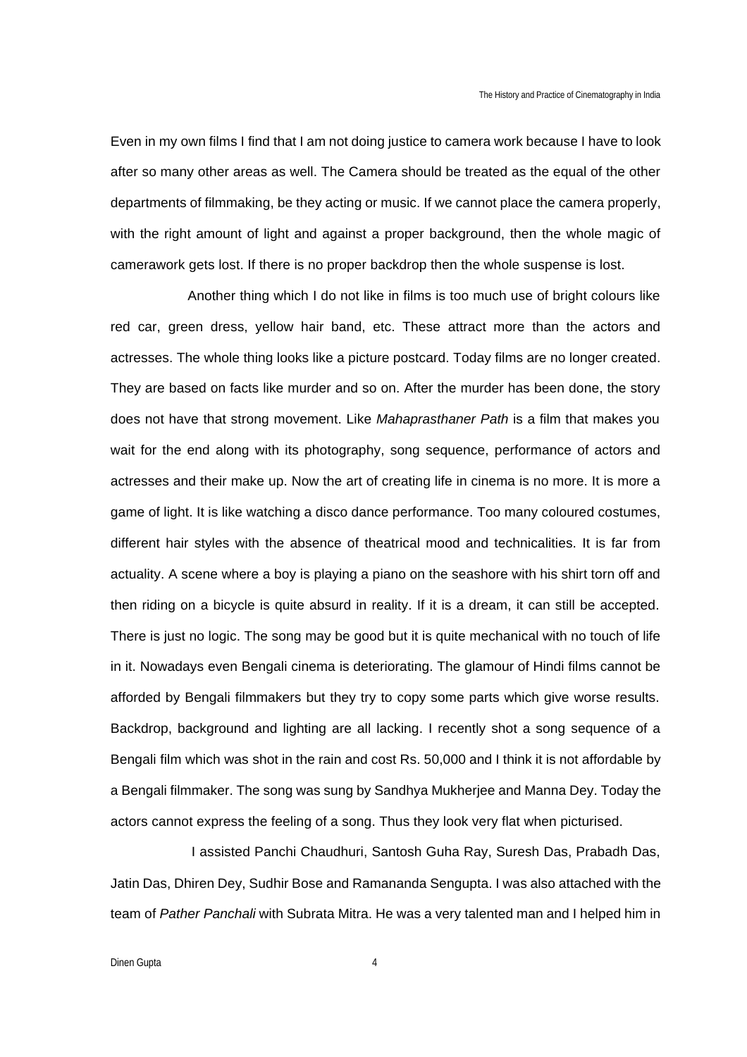Even in my own films I find that I am not doing justice to camera work because I have to look after so many other areas as well. The Camera should be treated as the equal of the other departments of filmmaking, be they acting or music. If we cannot place the camera properly, with the right amount of light and against a proper background, then the whole magic of camerawork gets lost. If there is no proper backdrop then the whole suspense is lost.

Another thing which I do not like in films is too much use of bright colours like red car, green dress, yellow hair band, etc. These attract more than the actors and actresses. The whole thing looks like a picture postcard. Today films are no longer created. They are based on facts like murder and so on. After the murder has been done, the story does not have that strong movement. Like *Mahaprasthaner Path* is a film that makes you wait for the end along with its photography, song sequence, performance of actors and actresses and their make up. Now the art of creating life in cinema is no more. It is more a game of light. It is like watching a disco dance performance. Too many coloured costumes, different hair styles with the absence of theatrical mood and technicalities. It is far from actuality. A scene where a boy is playing a piano on the seashore with his shirt torn off and then riding on a bicycle is quite absurd in reality. If it is a dream, it can still be accepted. There is just no logic. The song may be good but it is quite mechanical with no touch of life in it. Nowadays even Bengali cinema is deteriorating. The glamour of Hindi films cannot be afforded by Bengali filmmakers but they try to copy some parts which give worse results. Backdrop, background and lighting are all lacking. I recently shot a song sequence of a Bengali film which was shot in the rain and cost Rs. 50,000 and I think it is not affordable by a Bengali filmmaker. The song was sung by Sandhya Mukherjee and Manna Dey. Today the actors cannot express the feeling of a song. Thus they look very flat when picturised.

I assisted Panchi Chaudhuri, Santosh Guha Ray, Suresh Das, Prabadh Das, Jatin Das, Dhiren Dey, Sudhir Bose and Ramananda Sengupta. I was also attached with the team of *Pather Panchali* with Subrata Mitra. He was a very talented man and I helped him in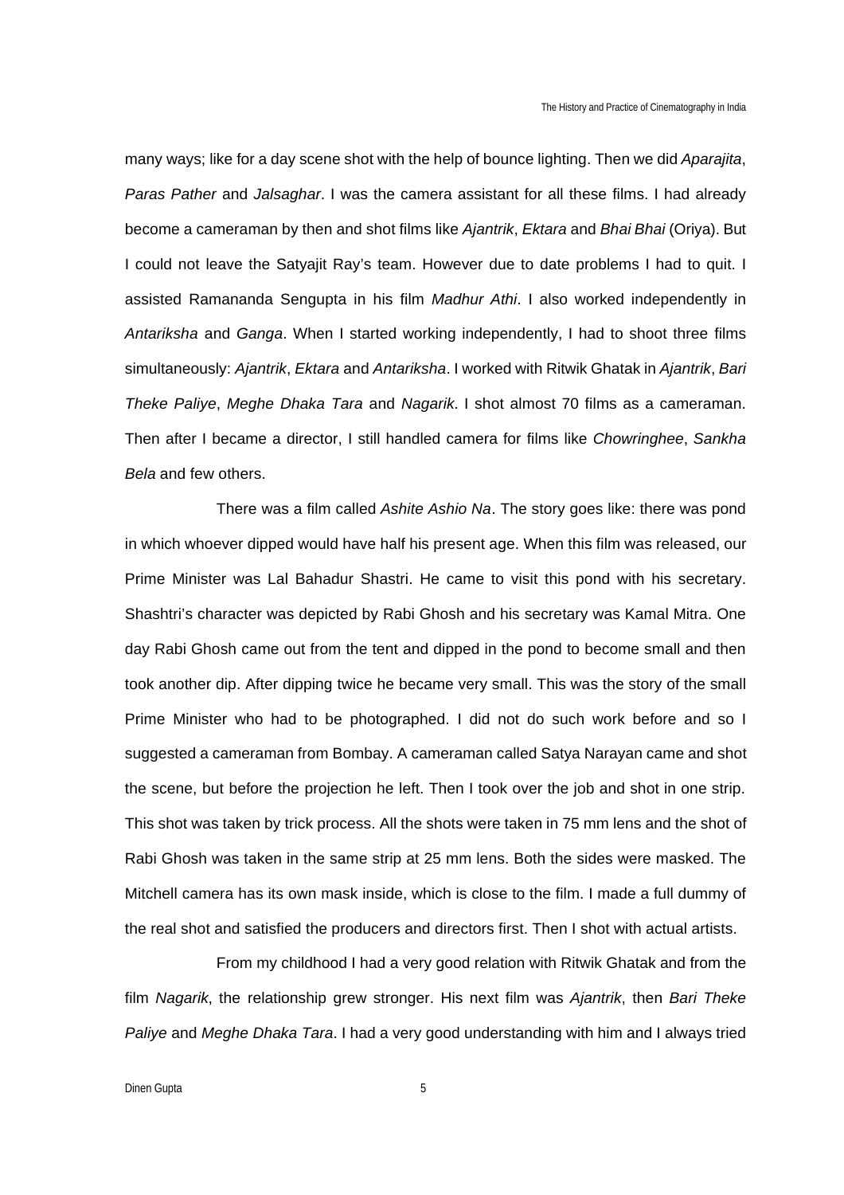many ways; like for a day scene shot with the help of bounce lighting. Then we did *Aparajita*, *Paras Pather* and *Jalsaghar*. I was the camera assistant for all these films. I had already become a cameraman by then and shot films like *Ajantrik*, *Ektara* and *Bhai Bhai* (Oriya). But I could not leave the Satyajit Ray's team. However due to date problems I had to quit. I assisted Ramananda Sengupta in his film *Madhur Athi*. I also worked independently in *Antariksha* and *Ganga*. When I started working independently, I had to shoot three films simultaneously: *Ajantrik*, *Ektara* and *Antariksha*. I worked with Ritwik Ghatak in *Ajantrik*, *Bari Theke Paliye*, *Meghe Dhaka Tara* and *Nagarik*. I shot almost 70 films as a cameraman. Then after I became a director, I still handled camera for films like *Chowringhee*, *Sankha Bela* and few others.

There was a film called *Ashite Ashio Na*. The story goes like: there was pond in which whoever dipped would have half his present age. When this film was released, our Prime Minister was Lal Bahadur Shastri. He came to visit this pond with his secretary. Shashtri's character was depicted by Rabi Ghosh and his secretary was Kamal Mitra. One day Rabi Ghosh came out from the tent and dipped in the pond to become small and then took another dip. After dipping twice he became very small. This was the story of the small Prime Minister who had to be photographed. I did not do such work before and so I suggested a cameraman from Bombay. A cameraman called Satya Narayan came and shot the scene, but before the projection he left. Then I took over the job and shot in one strip. This shot was taken by trick process. All the shots were taken in 75 mm lens and the shot of Rabi Ghosh was taken in the same strip at 25 mm lens. Both the sides were masked. The Mitchell camera has its own mask inside, which is close to the film. I made a full dummy of the real shot and satisfied the producers and directors first. Then I shot with actual artists.

From my childhood I had a very good relation with Ritwik Ghatak and from the film *Nagarik*, the relationship grew stronger. His next film was *Ajantrik*, then *Bari Theke Paliye* and *Meghe Dhaka Tara*. I had a very good understanding with him and I always tried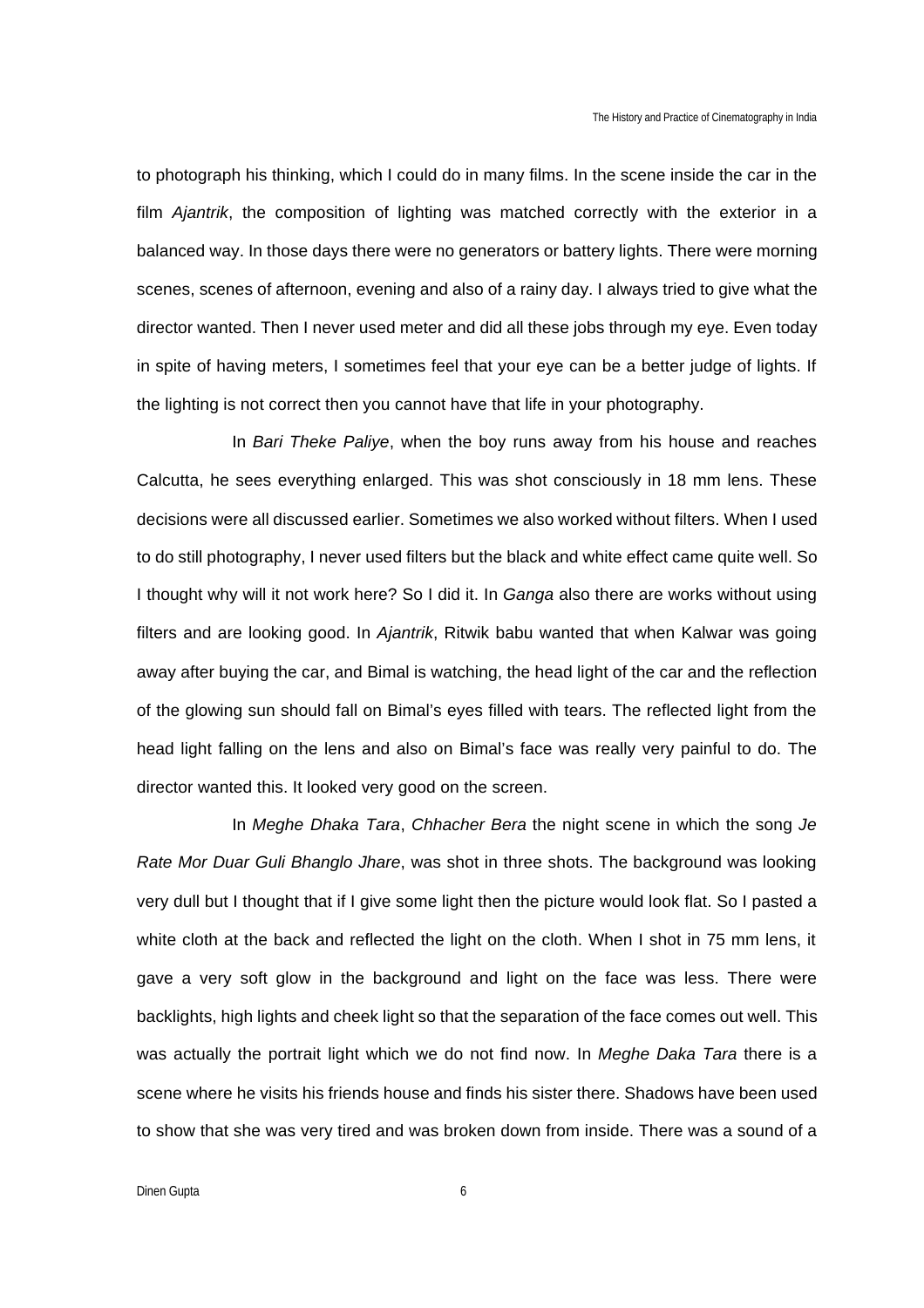to photograph his thinking, which I could do in many films. In the scene inside the car in the film *Ajantrik*, the composition of lighting was matched correctly with the exterior in a balanced way. In those days there were no generators or battery lights. There were morning scenes, scenes of afternoon, evening and also of a rainy day. I always tried to give what the director wanted. Then I never used meter and did all these jobs through my eye. Even today in spite of having meters, I sometimes feel that your eye can be a better judge of lights. If the lighting is not correct then you cannot have that life in your photography.

In *Bari Theke Paliye*, when the boy runs away from his house and reaches Calcutta, he sees everything enlarged. This was shot consciously in 18 mm lens. These decisions were all discussed earlier. Sometimes we also worked without filters. When I used to do still photography, I never used filters but the black and white effect came quite well. So I thought why will it not work here? So I did it. In *Ganga* also there are works without using filters and are looking good. In *Ajantrik*, Ritwik babu wanted that when Kalwar was going away after buying the car, and Bimal is watching, the head light of the car and the reflection of the glowing sun should fall on Bimal's eyes filled with tears. The reflected light from the head light falling on the lens and also on Bimal's face was really very painful to do. The director wanted this. It looked very good on the screen.

In *Meghe Dhaka Tara*, *Chhacher Bera* the night scene in which the song *Je Rate Mor Duar Guli Bhanglo Jhare*, was shot in three shots. The background was looking very dull but I thought that if I give some light then the picture would look flat. So I pasted a white cloth at the back and reflected the light on the cloth. When I shot in 75 mm lens, it gave a very soft glow in the background and light on the face was less. There were backlights, high lights and cheek light so that the separation of the face comes out well. This was actually the portrait light which we do not find now. In *Meghe Daka Tara* there is a scene where he visits his friends house and finds his sister there. Shadows have been used to show that she was very tired and was broken down from inside. There was a sound of a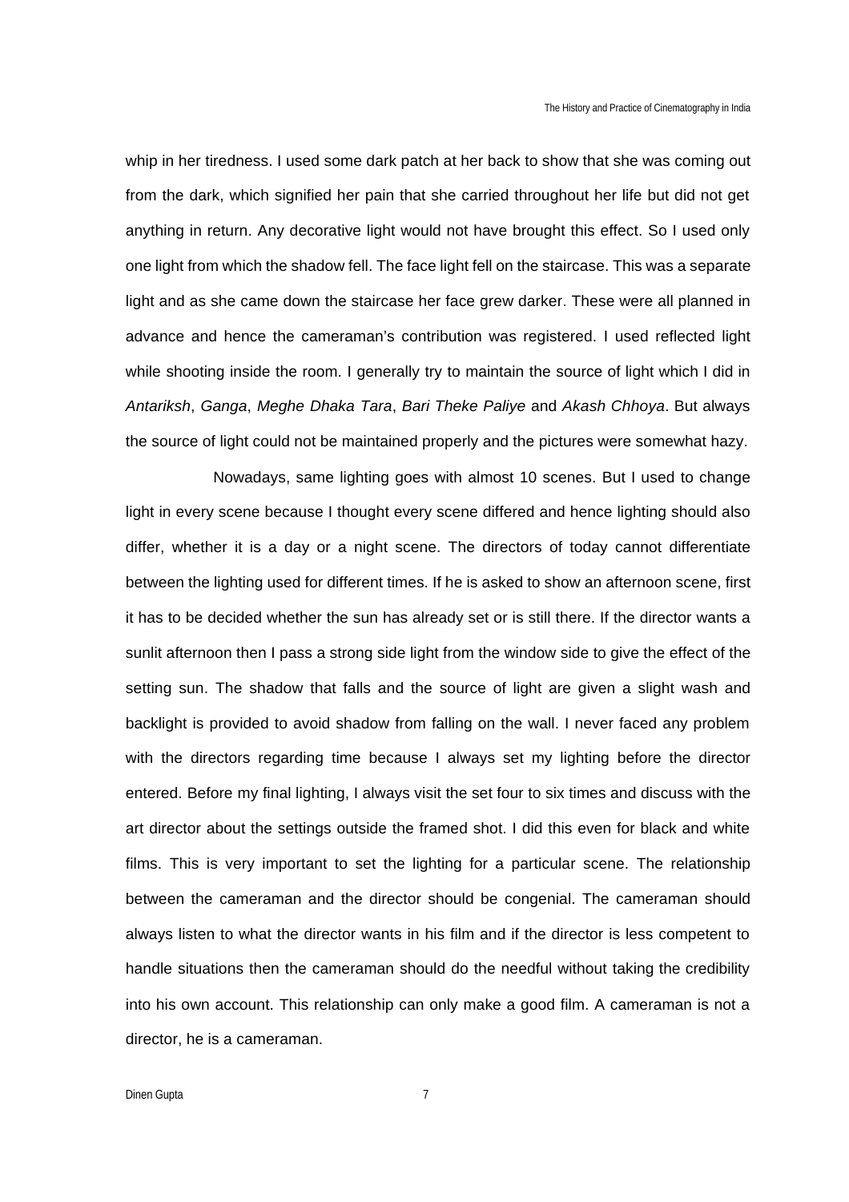whip in her tiredness. I used some dark patch at her back to show that she was coming out from the dark, which signified her pain that she carried throughout her life but did not get anything in return. Any decorative light would not have brought this effect. So I used only one light from which the shadow fell. The face light fell on the staircase. This was a separate light and as she came down the staircase her face grew darker. These were all planned in advance and hence the cameraman's contribution was registered. I used reflected light while shooting inside the room. I generally try to maintain the source of light which I did in *Antariksh*, *Ganga*, *Meghe Dhaka Tara*, *Bari Theke Paliye* and *Akash Chhoya*. But always the source of light could not be maintained properly and the pictures were somewhat hazy.

Nowadays, same lighting goes with almost 10 scenes. But I used to change light in every scene because I thought every scene differed and hence lighting should also differ, whether it is a day or a night scene. The directors of today cannot differentiate between the lighting used for different times. If he is asked to show an afternoon scene, first it has to be decided whether the sun has already set or is still there. If the director wants a sunlit afternoon then I pass a strong side light from the window side to give the effect of the setting sun. The shadow that falls and the source of light are given a slight wash and backlight is provided to avoid shadow from falling on the wall. I never faced any problem with the directors regarding time because I always set my lighting before the director entered. Before my final lighting, I always visit the set four to six times and discuss with the art director about the settings outside the framed shot. I did this even for black and white films. This is very important to set the lighting for a particular scene. The relationship between the cameraman and the director should be congenial. The cameraman should always listen to what the director wants in his film and if the director is less competent to handle situations then the cameraman should do the needful without taking the credibility into his own account. This relationship can only make a good film. A cameraman is not a director, he is a cameraman.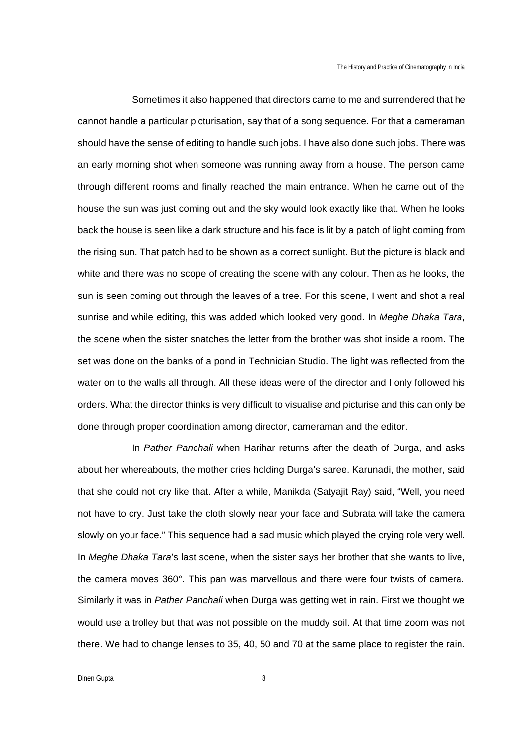Sometimes it also happened that directors came to me and surrendered that he cannot handle a particular picturisation, say that of a song sequence. For that a cameraman should have the sense of editing to handle such jobs. I have also done such jobs. There was an early morning shot when someone was running away from a house. The person came through different rooms and finally reached the main entrance. When he came out of the house the sun was just coming out and the sky would look exactly like that. When he looks back the house is seen like a dark structure and his face is lit by a patch of light coming from the rising sun. That patch had to be shown as a correct sunlight. But the picture is black and white and there was no scope of creating the scene with any colour. Then as he looks, the sun is seen coming out through the leaves of a tree. For this scene, I went and shot a real sunrise and while editing, this was added which looked very good. In *Meghe Dhaka Tara*, the scene when the sister snatches the letter from the brother was shot inside a room. The set was done on the banks of a pond in Technician Studio. The light was reflected from the water on to the walls all through. All these ideas were of the director and I only followed his orders. What the director thinks is very difficult to visualise and picturise and this can only be done through proper coordination among director, cameraman and the editor.

In *Pather Panchali* when Harihar returns after the death of Durga, and asks about her whereabouts, the mother cries holding Durga's saree. Karunadi, the mother, said that she could not cry like that. After a while, Manikda (Satyajit Ray) said, "Well, you need not have to cry. Just take the cloth slowly near your face and Subrata will take the camera slowly on your face." This sequence had a sad music which played the crying role very well. In *Meghe Dhaka Tara*'s last scene, when the sister says her brother that she wants to live, the camera moves 360°. This pan was marvellous and there were four twists of camera. Similarly it was in *Pather Panchali* when Durga was getting wet in rain. First we thought we would use a trolley but that was not possible on the muddy soil. At that time zoom was not there. We had to change lenses to 35, 40, 50 and 70 at the same place to register the rain.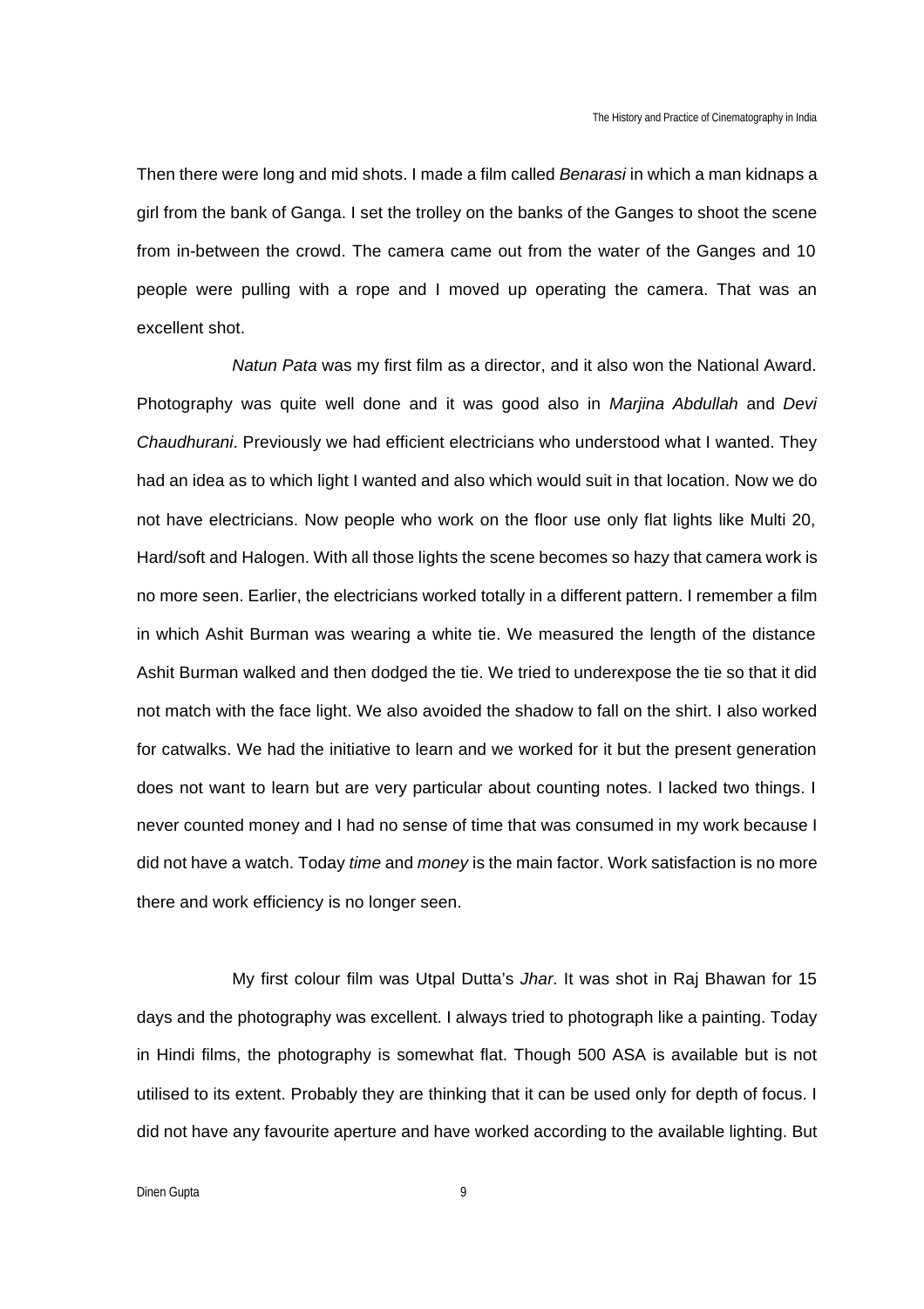Then there were long and mid shots. I made a film called *Benarasi* in which a man kidnaps a girl from the bank of Ganga. I set the trolley on the banks of the Ganges to shoot the scene from in-between the crowd. The camera came out from the water of the Ganges and 10 people were pulling with a rope and I moved up operating the camera. That was an excellent shot.

*Natun Pata* was my first film as a director, and it also won the National Award. Photography was quite well done and it was good also in *Marjina Abdullah* and *Devi Chaudhurani*. Previously we had efficient electricians who understood what I wanted. They had an idea as to which light I wanted and also which would suit in that location. Now we do not have electricians. Now people who work on the floor use only flat lights like Multi 20, Hard/soft and Halogen. With all those lights the scene becomes so hazy that camera work is no more seen. Earlier, the electricians worked totally in a different pattern. I remember a film in which Ashit Burman was wearing a white tie. We measured the length of the distance Ashit Burman walked and then dodged the tie. We tried to underexpose the tie so that it did not match with the face light. We also avoided the shadow to fall on the shirt. I also worked for catwalks. We had the initiative to learn and we worked for it but the present generation does not want to learn but are very particular about counting notes. I lacked two things. I never counted money and I had no sense of time that was consumed in my work because I did not have a watch. Today *time* and *money* is the main factor. Work satisfaction is no more there and work efficiency is no longer seen.

My first colour film was Utpal Dutta's *Jhar*. It was shot in Raj Bhawan for 15 days and the photography was excellent. I always tried to photograph like a painting. Today in Hindi films, the photography is somewhat flat. Though 500 ASA is available but is not utilised to its extent. Probably they are thinking that it can be used only for depth of focus. I did not have any favourite aperture and have worked according to the available lighting. But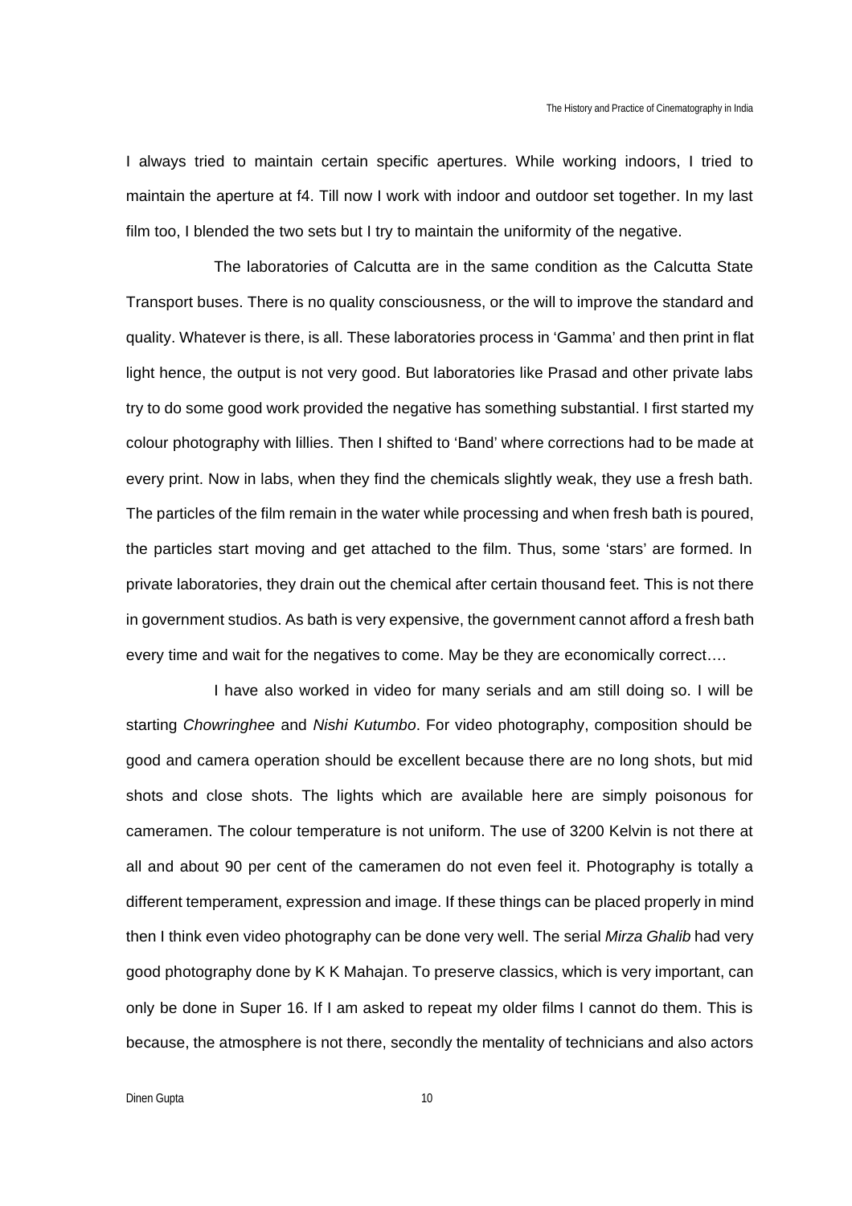I always tried to maintain certain specific apertures. While working indoors, I tried to maintain the aperture at f4. Till now I work with indoor and outdoor set together. In my last film too, I blended the two sets but I try to maintain the uniformity of the negative.

The laboratories of Calcutta are in the same condition as the Calcutta State Transport buses. There is no quality consciousness, or the will to improve the standard and quality. Whatever is there, is all. These laboratories process in 'Gamma' and then print in flat light hence, the output is not very good. But laboratories like Prasad and other private labs try to do some good work provided the negative has something substantial. I first started my colour photography with lillies. Then I shifted to 'Band' where corrections had to be made at every print. Now in labs, when they find the chemicals slightly weak, they use a fresh bath. The particles of the film remain in the water while processing and when fresh bath is poured, the particles start moving and get attached to the film. Thus, some 'stars' are formed. In private laboratories, they drain out the chemical after certain thousand feet. This is not there in government studios. As bath is very expensive, the government cannot afford a fresh bath every time and wait for the negatives to come. May be they are economically correct….

I have also worked in video for many serials and am still doing so. I will be starting *Chowringhee* and *Nishi Kutumbo*. For video photography, composition should be good and camera operation should be excellent because there are no long shots, but mid shots and close shots. The lights which are available here are simply poisonous for cameramen. The colour temperature is not uniform. The use of 3200 Kelvin is not there at all and about 90 per cent of the cameramen do not even feel it. Photography is totally a different temperament, expression and image. If these things can be placed properly in mind then I think even video photography can be done very well. The serial *Mirza Ghalib* had very good photography done by K K Mahajan. To preserve classics, which is very important, can only be done in Super 16. If I am asked to repeat my older films I cannot do them. This is because, the atmosphere is not there, secondly the mentality of technicians and also actors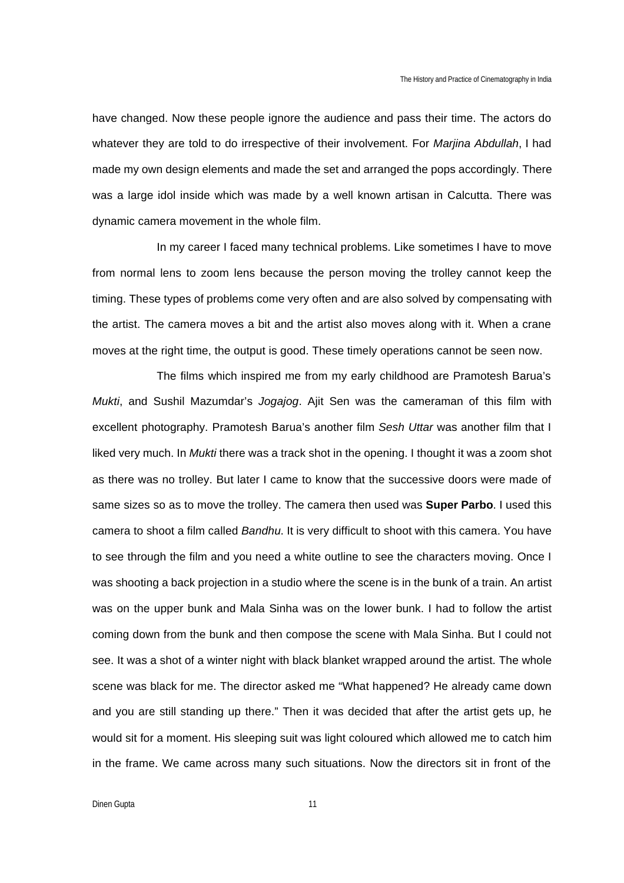have changed. Now these people ignore the audience and pass their time. The actors do whatever they are told to do irrespective of their involvement. For *Marjina Abdullah*, I had made my own design elements and made the set and arranged the pops accordingly. There was a large idol inside which was made by a well known artisan in Calcutta. There was dynamic camera movement in the whole film.

In my career I faced many technical problems. Like sometimes I have to move from normal lens to zoom lens because the person moving the trolley cannot keep the timing. These types of problems come very often and are also solved by compensating with the artist. The camera moves a bit and the artist also moves along with it. When a crane moves at the right time, the output is good. These timely operations cannot be seen now.

The films which inspired me from my early childhood are Pramotesh Barua's *Mukti*, and Sushil Mazumdar's *Jogajog*. Ajit Sen was the cameraman of this film with excellent photography. Pramotesh Barua's another film *Sesh Uttar* was another film that I liked very much. In *Mukti* there was a track shot in the opening. I thought it was a zoom shot as there was no trolley. But later I came to know that the successive doors were made of same sizes so as to move the trolley. The camera then used was **Super Parbo**. I used this camera to shoot a film called *Bandhu*. It is very difficult to shoot with this camera. You have to see through the film and you need a white outline to see the characters moving. Once I was shooting a back projection in a studio where the scene is in the bunk of a train. An artist was on the upper bunk and Mala Sinha was on the lower bunk. I had to follow the artist coming down from the bunk and then compose the scene with Mala Sinha. But I could not see. It was a shot of a winter night with black blanket wrapped around the artist. The whole scene was black for me. The director asked me "What happened? He already came down and you are still standing up there." Then it was decided that after the artist gets up, he would sit for a moment. His sleeping suit was light coloured which allowed me to catch him in the frame. We came across many such situations. Now the directors sit in front of the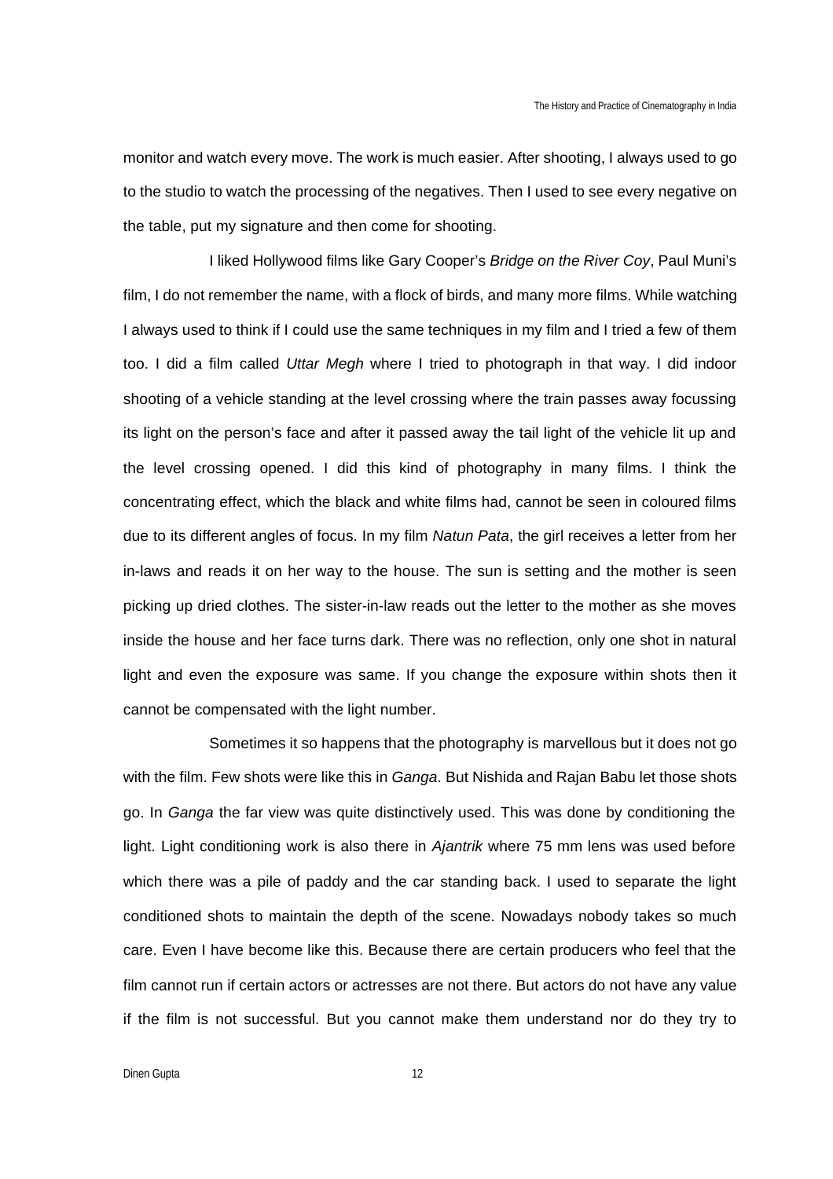monitor and watch every move. The work is much easier. After shooting, I always used to go to the studio to watch the processing of the negatives. Then I used to see every negative on the table, put my signature and then come for shooting.

I liked Hollywood films like Gary Cooper's *Bridge on the River Coy*, Paul Muni's film, I do not remember the name, with a flock of birds, and many more films. While watching I always used to think if I could use the same techniques in my film and I tried a few of them too. I did a film called *Uttar Megh* where I tried to photograph in that way. I did indoor shooting of a vehicle standing at the level crossing where the train passes away focussing its light on the person's face and after it passed away the tail light of the vehicle lit up and the level crossing opened. I did this kind of photography in many films. I think the concentrating effect, which the black and white films had, cannot be seen in coloured films due to its different angles of focus. In my film *Natun Pata*, the girl receives a letter from her in-laws and reads it on her way to the house. The sun is setting and the mother is seen picking up dried clothes. The sister-in-law reads out the letter to the mother as she moves inside the house and her face turns dark. There was no reflection, only one shot in natural light and even the exposure was same. If you change the exposure within shots then it cannot be compensated with the light number.

Sometimes it so happens that the photography is marvellous but it does not go with the film. Few shots were like this in *Ganga*. But Nishida and Rajan Babu let those shots go. In *Ganga* the far view was quite distinctively used. This was done by conditioning the light. Light conditioning work is also there in *Ajantrik* where 75 mm lens was used before which there was a pile of paddy and the car standing back. I used to separate the light conditioned shots to maintain the depth of the scene. Nowadays nobody takes so much care. Even I have become like this. Because there are certain producers who feel that the film cannot run if certain actors or actresses are not there. But actors do not have any value if the film is not successful. But you cannot make them understand nor do they try to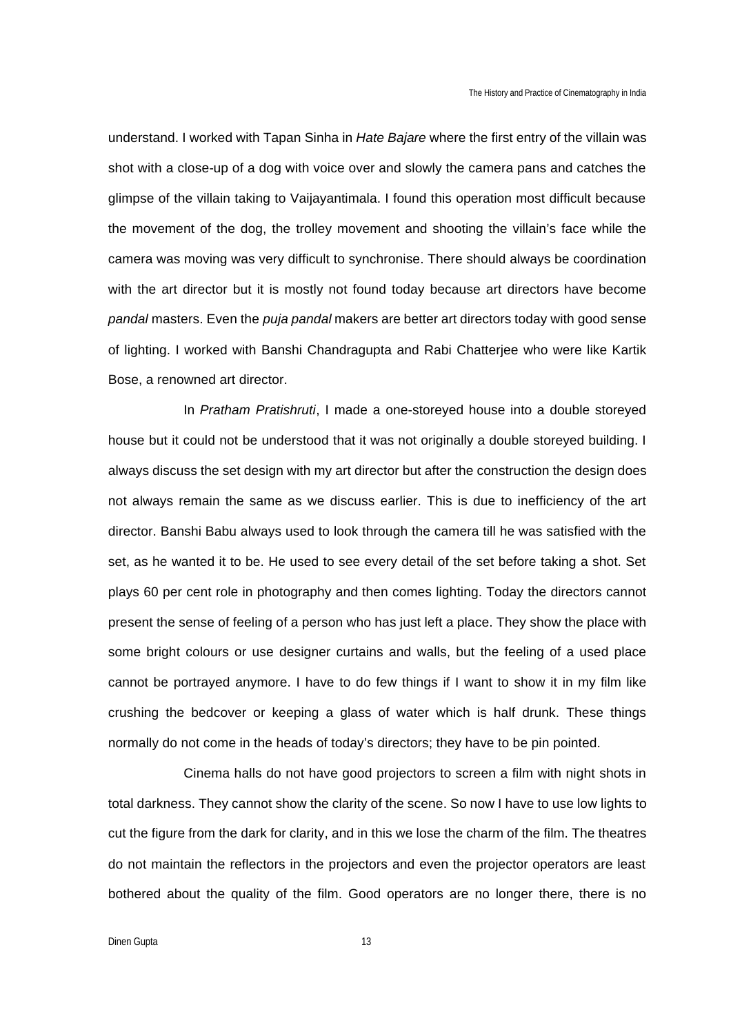understand. I worked with Tapan Sinha in *Hate Bajare* where the first entry of the villain was shot with a close-up of a dog with voice over and slowly the camera pans and catches the glimpse of the villain taking to Vaijayantimala. I found this operation most difficult because the movement of the dog, the trolley movement and shooting the villain's face while the camera was moving was very difficult to synchronise. There should always be coordination with the art director but it is mostly not found today because art directors have become *pandal* masters. Even the *puja pandal* makers are better art directors today with good sense of lighting. I worked with Banshi Chandragupta and Rabi Chatterjee who were like Kartik Bose, a renowned art director.

In *Pratham Pratishruti*, I made a one-storeyed house into a double storeyed house but it could not be understood that it was not originally a double storeyed building. I always discuss the set design with my art director but after the construction the design does not always remain the same as we discuss earlier. This is due to inefficiency of the art director. Banshi Babu always used to look through the camera till he was satisfied with the set, as he wanted it to be. He used to see every detail of the set before taking a shot. Set plays 60 per cent role in photography and then comes lighting. Today the directors cannot present the sense of feeling of a person who has just left a place. They show the place with some bright colours or use designer curtains and walls, but the feeling of a used place cannot be portrayed anymore. I have to do few things if I want to show it in my film like crushing the bedcover or keeping a glass of water which is half drunk. These things normally do not come in the heads of today's directors; they have to be pin pointed.

Cinema halls do not have good projectors to screen a film with night shots in total darkness. They cannot show the clarity of the scene. So now I have to use low lights to cut the figure from the dark for clarity, and in this we lose the charm of the film. The theatres do not maintain the reflectors in the projectors and even the projector operators are least bothered about the quality of the film. Good operators are no longer there, there is no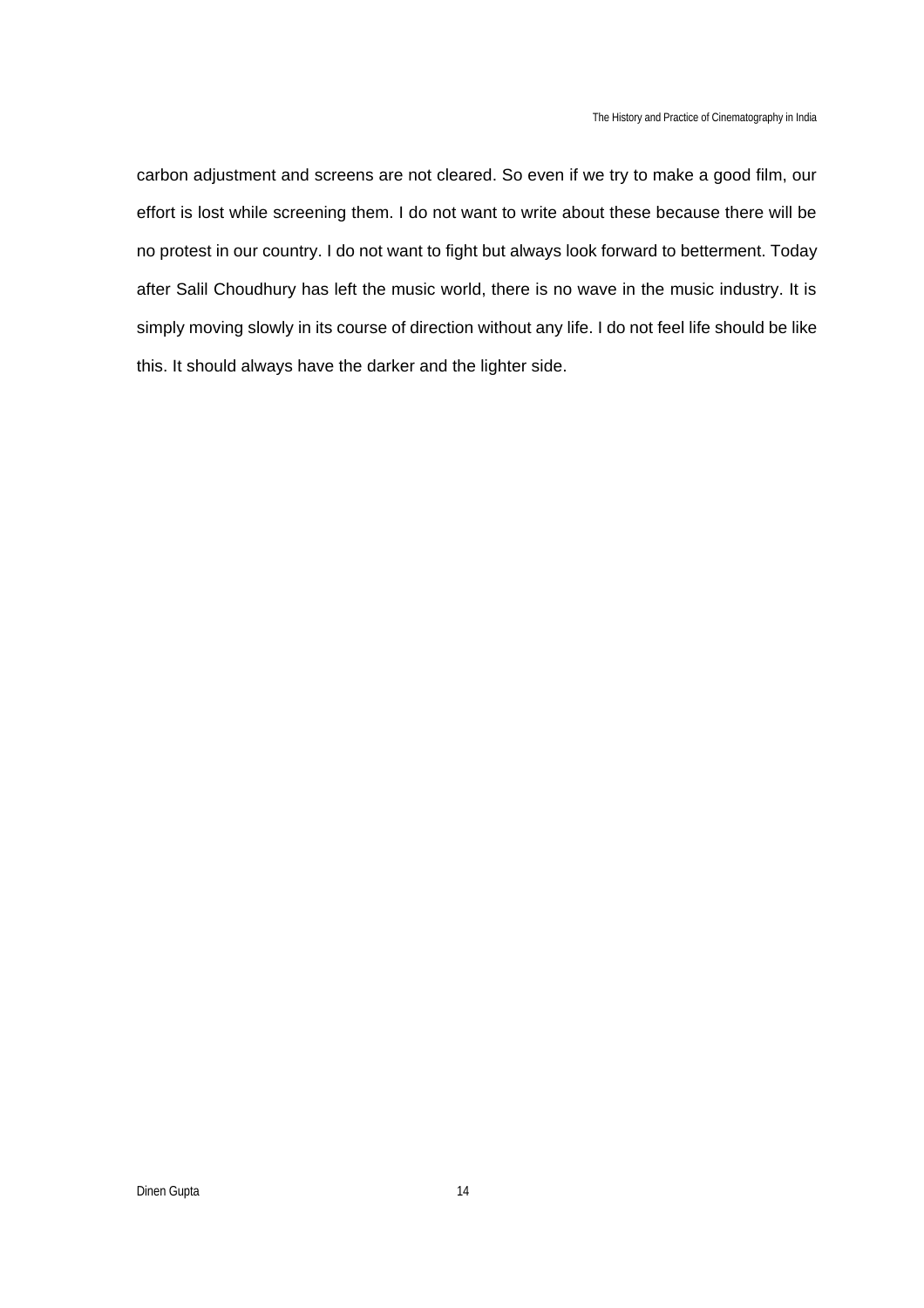carbon adjustment and screens are not cleared. So even if we try to make a good film, our effort is lost while screening them. I do not want to write about these because there will be no protest in our country. I do not want to fight but always look forward to betterment. Today after Salil Choudhury has left the music world, there is no wave in the music industry. It is simply moving slowly in its course of direction without any life. I do not feel life should be like this. It should always have the darker and the lighter side.